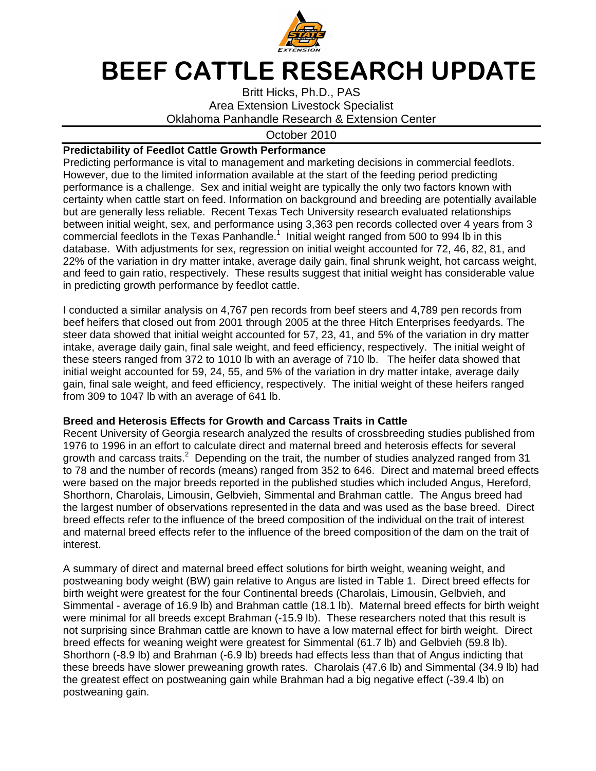# BEEF CATTLE RESEARCH UPDATE

Britt Hicks, Ph.D., PAS
Area Extension Livestock Specialist
Oklahoma Panhandle Research & Extension Center

October 2010

## Predictability of Feedlot Cattle Growth Performance

Predicting performance is vital to management and marketing decisions in commercial feedlots. However, due to the limited information available at the start of the feeding period predicting performance is a challenge. Sex and initial weight are typically the only two factors known with certainty when cattle start on feed. Information on background and breeding are potentially available but are generally less reliable. Recent Texas Tech University research evaluated relationships between initial weight, sex, and performance using 3,363 pen records collected over 4 years from 3 commercial feedlots in the Texas Panhandle.[1] Initial weight ranged from 500 to 994 lb in this database. With adjustments for sex, regression on initial weight accounted for 72, 46, 82, 81, and 22% of the variation in dry matter intake, average daily gain, final shrunk weight, hot carcass weight, and feed to gain ratio, respectively. These results suggest that initial weight has considerable value in predicting growth performance by feedlot cattle.

I conducted a similar analysis on 4,767 pen records from beef steers and 4,789 pen records from beef heifers that closed out from 2001 through 2005 at the three Hitch Enterprises feedyards. The steer data showed that initial weight accounted for 57, 23, 41, and 5% of the variation in dry matter intake, average daily gain, final sale weight, and feed efficiency, respectively. The initial weight of these steers ranged from 372 to 1010 lb with an average of 710 lb. The heifer data showed that initial weight accounted for 59, 24, 55, and 5% of the variation in dry matter intake, average daily gain, final sale weight, and feed efficiency, respectively. The initial weight of these heifers ranged from 309 to 1047 lb with an average of 641 lb.

## Breed and Heterosis Effects for Growth and Carcass Traits in Cattle

Recent University of Georgia research analyzed the results of crossbreeding studies published from 1976 to 1996 in an effort to calculate direct and maternal breed and heterosis effects for several growth and carcass traits.[2] Depending on the trait, the number of studies analyzed ranged from 31 to 78 and the number of records (means) ranged from 352 to 646. Direct and maternal breed effects were based on the major breeds reported in the published studies which included Angus, Hereford, Shorthorn, Charolais, Limousin, Gelbvieh, Simmental and Brahman cattle. The Angus breed had the largest number of observations represented in the data and was used as the base breed. Direct breed effects refer to the influence of the breed composition of the individual on the trait of interest and maternal breed effects refer to the influence of the breed composition of the dam on the trait of interest.

A summary of direct and maternal breed effect solutions for birth weight, weaning weight, and postweaning body weight (BW) gain relative to Angus are listed in Table 1. Direct breed effects for birth weight were greatest for the four Continental breeds (Charolais, Limousin, Gelbvieh, and Simmental - average of 16.9 lb) and Brahman cattle (18.1 lb). Maternal breed effects for birth weight were minimal for all breeds except Brahman (-15.9 lb). These researchers noted that this result is not surprising since Brahman cattle are known to have a low maternal effect for birth weight. Direct breed effects for weaning weight were greatest for Simmental (61.7 lb) and Gelbvieh (59.8 lb). Shorthorn (-8.9 lb) and Brahman (-6.9 lb) breeds had effects less than that of Angus indicting that these breeds have slower preweaning growth rates. Charolais (47.6 lb) and Simmental (34.9 lb) had the greatest effect on postweaning gain while Brahman had a big negative effect (-39.4 lb) on postweaning gain.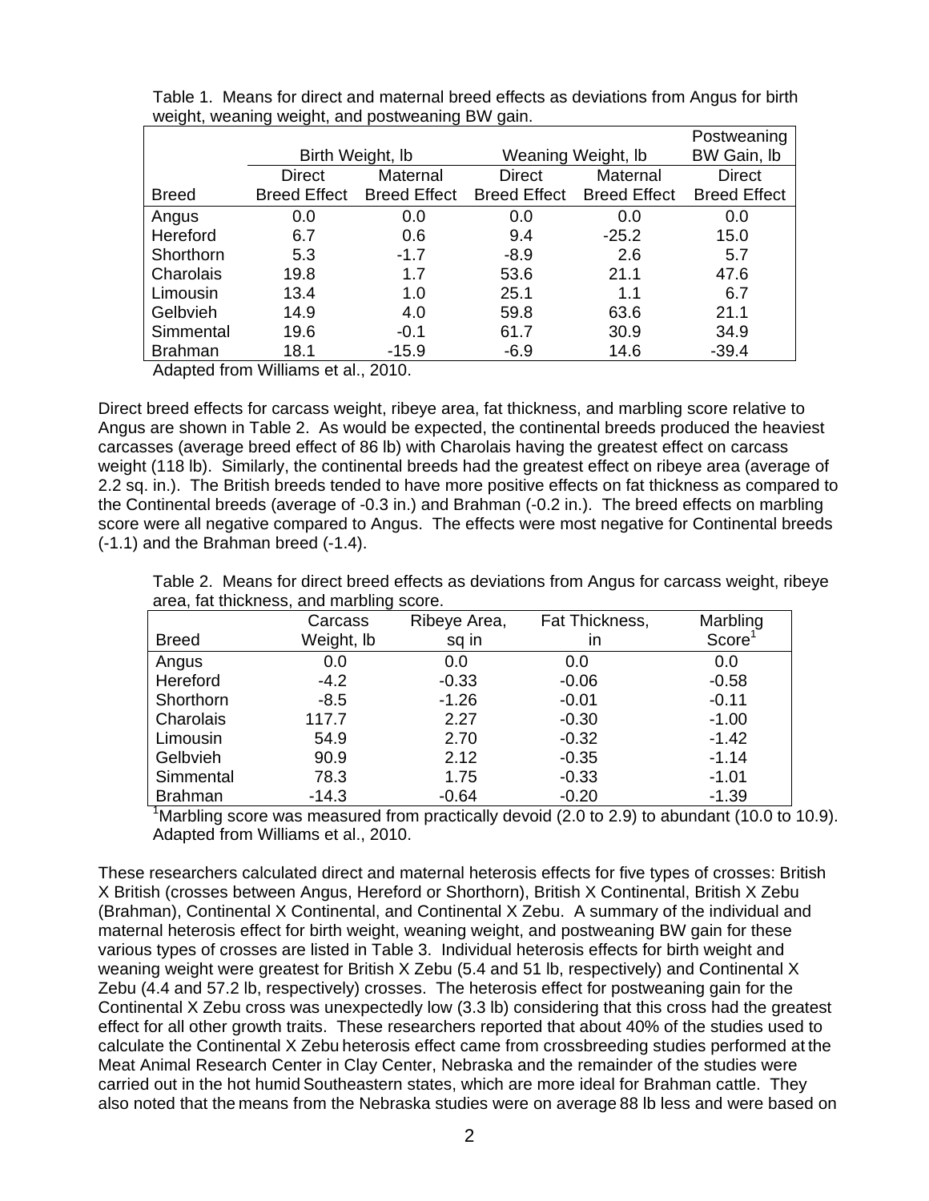Table 1. Means for direct and maternal breed effects as deviations from Angus for birth weight, weaning weight, and postweaning BW gain.

| | Birth Weight, lb | | Weaning Weight, lb | | Postweaning BW Gain, lb |
|---|---|---|---|---|---|
| Breed | Direct Breed Effect | Maternal Breed Effect | Direct Breed Effect | Maternal Breed Effect | Direct Breed Effect |
| Angus | 0.0 | 0.0 | 0.0 | 0.0 | 0.0 |
| Hereford | 6.7 | 0.6 | 9.4 | -25.2 | 15.0 |
| Shorthorn | 5.3 | -1.7 | -8.9 | 2.6 | 5.7 |
| Charolais | 19.8 | 1.7 | 53.6 | 21.1 | 47.6 |
| Limousin | 13.4 | 1.0 | 25.1 | 1.1 | 6.7 |
| Gelbvieh | 14.9 | 4.0 | 59.8 | 63.6 | 21.1 |
| Simmental | 19.6 | -0.1 | 61.7 | 30.9 | 34.9 |
| Brahman | 18.1 | -15.9 | -6.9 | 14.6 | -39.4 |

Adapted from Williams et al., 2010.

Direct breed effects for carcass weight, ribeye area, fat thickness, and marbling score relative to Angus are shown in Table 2. As would be expected, the continental breeds produced the heaviest carcasses (average breed effect of 86 lb) with Charolais having the greatest effect on carcass weight (118 lb). Similarly, the continental breeds had the greatest effect on ribeye area (average of 2.2 sq. in.). The British breeds tended to have more positive effects on fat thickness as compared to the Continental breeds (average of -0.3 in.) and Brahman (-0.2 in.). The breed effects on marbling score were all negative compared to Angus. The effects were most negative for Continental breeds (-1.1) and the Brahman breed (-1.4).

Table 2. Means for direct breed effects as deviations from Angus for carcass weight, ribeye area, fat thickness, and marbling score.

| Breed | Carcass Weight, lb | Ribeye Area, sq in | Fat Thickness, in | Marbling Score[1] |
|---|---|---|---|---|
| Angus | 0.0 | 0.0 | 0.0 | 0.0 |
| Hereford | -4.2 | -0.33 | -0.06 | -0.58 |
| Shorthorn | -8.5 | -1.26 | -0.01 | -0.11 |
| Charolais | 117.7 | 2.27 | -0.30 | -1.00 |
| Limousin | 54.9 | 2.70 | -0.32 | -1.42 |
| Gelbvieh | 90.9 | 2.12 | -0.35 | -1.14 |
| Simmental | 78.3 | 1.75 | -0.33 | -1.01 |
| Brahman | -14.3 | -0.64 | -0.20 | -1.39 |

[1]Marbling score was measured from practically devoid (2.0 to 2.9) to abundant (10.0 to 10.9). Adapted from Williams et al., 2010.

These researchers calculated direct and maternal heterosis effects for five types of crosses: British X British (crosses between Angus, Hereford or Shorthorn), British X Continental, British X Zebu (Brahman), Continental X Continental, and Continental X Zebu. A summary of the individual and maternal heterosis effect for birth weight, weaning weight, and postweaning BW gain for these various types of crosses are listed in Table 3. Individual heterosis effects for birth weight and weaning weight were greatest for British X Zebu (5.4 and 51 lb, respectively) and Continental X Zebu (4.4 and 57.2 lb, respectively) crosses. The heterosis effect for postweaning gain for the Continental X Zebu cross was unexpectedly low (3.3 lb) considering that this cross had the greatest effect for all other growth traits. These researchers reported that about 40% of the studies used to calculate the Continental X Zebu heterosis effect came from crossbreeding studies performed at the Meat Animal Research Center in Clay Center, Nebraska and the remainder of the studies were carried out in the hot humid Southeastern states, which are more ideal for Brahman cattle. They also noted that the means from the Nebraska studies were on average 88 lb less and were based on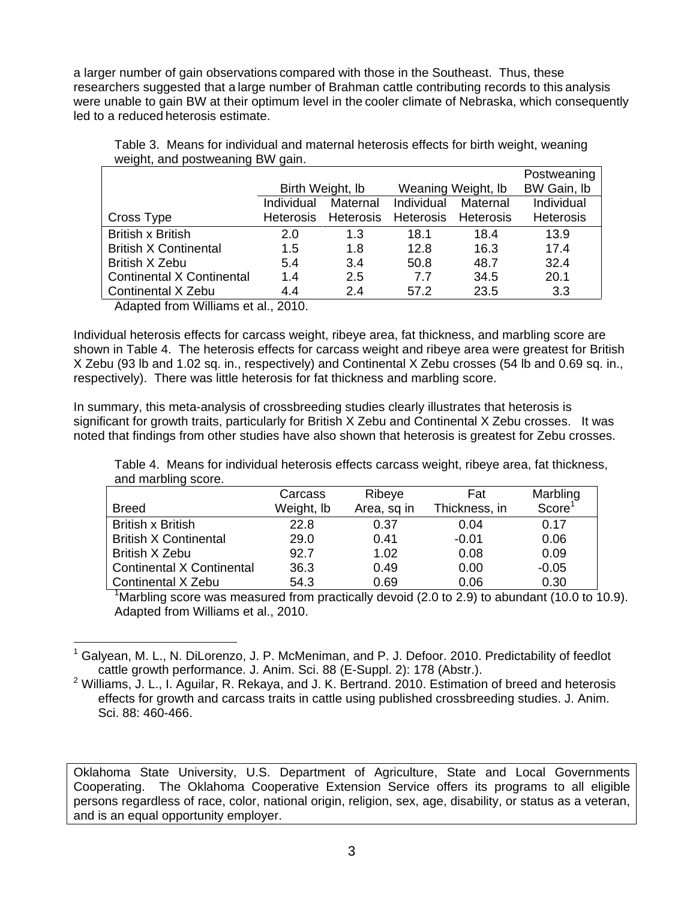a larger number of gain observations compared with those in the Southeast. Thus, these researchers suggested that a large number of Brahman cattle contributing records to this analysis were unable to gain BW at their optimum level in the cooler climate of Nebraska, which consequently led to a reduced heterosis estimate.

Table 3. Means for individual and maternal heterosis effects for birth weight, weaning weight, and postweaning BW gain.

| | Birth Weight, lb | | Weaning Weight, lb | | Postweaning BW Gain, lb |
|---|---|---|---|---|---|
| Cross Type | Individual Heterosis | Maternal Heterosis | Individual Heterosis | Maternal Heterosis | Individual Heterosis |
| British x British | 2.0 | 1.3 | 18.1 | 18.4 | 13.9 |
| British X Continental | 1.5 | 1.8 | 12.8 | 16.3 | 17.4 |
| British X Zebu | 5.4 | 3.4 | 50.8 | 48.7 | 32.4 |
| Continental X Continental | 1.4 | 2.5 | 7.7 | 34.5 | 20.1 |
| Continental X Zebu | 4.4 | 2.4 | 57.2 | 23.5 | 3.3 |

Adapted from Williams et al., 2010.

Individual heterosis effects for carcass weight, ribeye area, fat thickness, and marbling score are shown in Table 4. The heterosis effects for carcass weight and ribeye area were greatest for British X Zebu (93 lb and 1.02 sq. in., respectively) and Continental X Zebu crosses (54 lb and 0.69 sq. in., respectively). There was little heterosis for fat thickness and marbling score.

In summary, this meta-analysis of crossbreeding studies clearly illustrates that heterosis is significant for growth traits, particularly for British X Zebu and Continental X Zebu crosses. It was noted that findings from other studies have also shown that heterosis is greatest for Zebu crosses.

Table 4. Means for individual heterosis effects carcass weight, ribeye area, fat thickness, and marbling score.

| Breed | Carcass Weight, lb | Ribeye Area, sq in | Fat Thickness, in | Marbling Score[1] |
|---|---|---|---|---|
| British x British | 22.8 | 0.37 | 0.04 | 0.17 |
| British X Continental | 29.0 | 0.41 | -0.01 | 0.06 |
| British X Zebu | 92.7 | 1.02 | 0.08 | 0.09 |
| Continental X Continental | 36.3 | 0.49 | 0.00 | -0.05 |
| Continental X Zebu | 54.3 | 0.69 | 0.06 | 0.30 |

[1]Marbling score was measured from practically devoid (2.0 to 2.9) to abundant (10.0 to 10.9).
Adapted from Williams et al., 2010.

---

[1] Galyean, M. L., N. DiLorenzo, J. P. McMeniman, and P. J. Defoor. 2010. Predictability of feedlot cattle growth performance. J. Anim. Sci. 88 (E-Suppl. 2): 178 (Abstr.).

[2] Williams, J. L., I. Aguilar, R. Rekaya, and J. K. Bertrand. 2010. Estimation of breed and heterosis effects for growth and carcass traits in cattle using published crossbreeding studies. J. Anim. Sci. 88: 460-466.

Oklahoma State University, U.S. Department of Agriculture, State and Local Governments Cooperating. The Oklahoma Cooperative Extension Service offers its programs to all eligible persons regardless of race, color, national origin, religion, sex, age, disability, or status as a veteran, and is an equal opportunity employer.